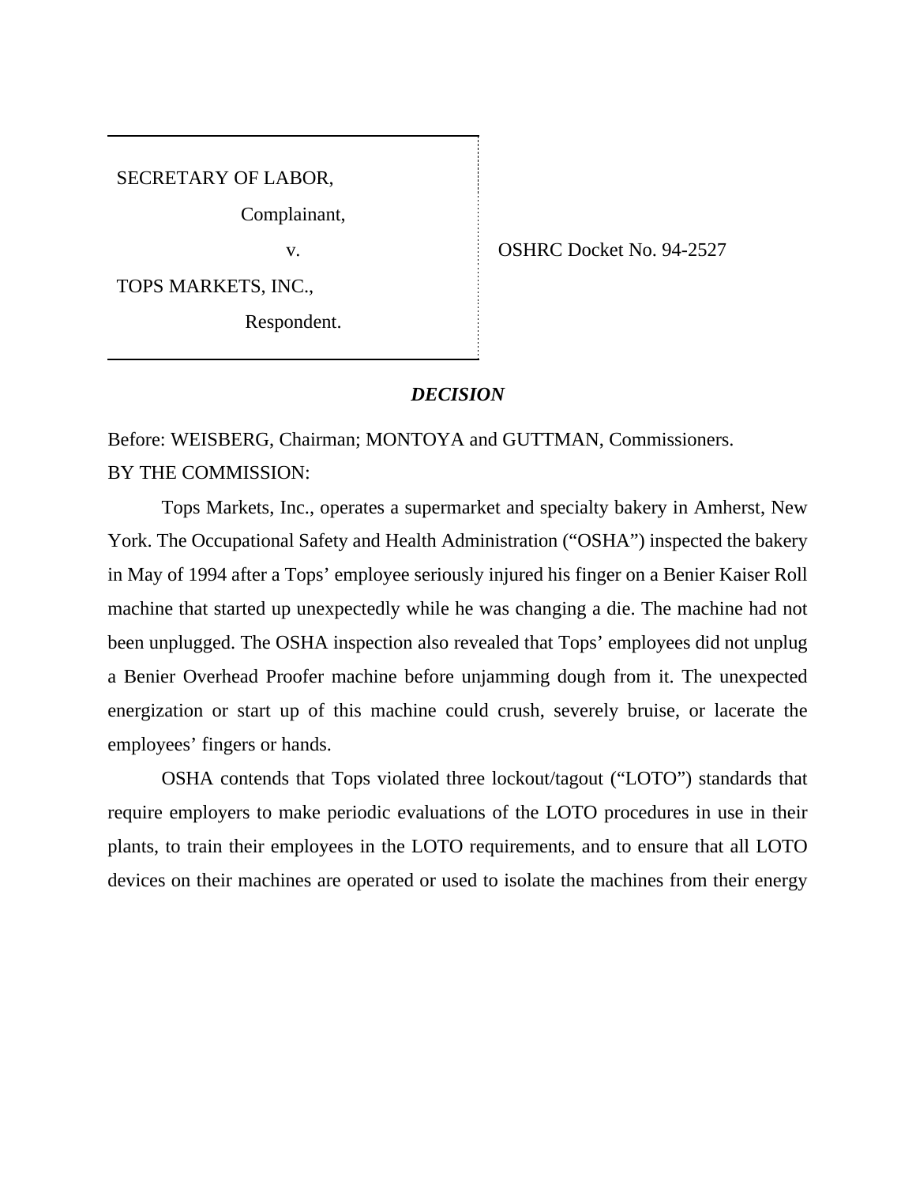SECRETARY OF LABOR,

Complainant,

v.

TOPS MARKETS, INC.,

Respondent.

OSHRC Docket No. 94-2527

***DECISION***

Before: WEISBERG, Chairman; MONTOYA and GUTTMAN, Commissioners.

BY THE COMMISSION:

Tops Markets, Inc., operates a supermarket and specialty bakery in Amherst, New York. The Occupational Safety and Health Administration ("OSHA") inspected the bakery in May of 1994 after a Tops' employee seriously injured his finger on a Benier Kaiser Roll machine that started up unexpectedly while he was changing a die. The machine had not been unplugged. The OSHA inspection also revealed that Tops' employees did not unplug a Benier Overhead Proofer machine before unjamming dough from it. The unexpected energization or start up of this machine could crush, severely bruise, or lacerate the employees' fingers or hands.

OSHA contends that Tops violated three lockout/tagout ("LOTO") standards that require employers to make periodic evaluations of the LOTO procedures in use in their plants, to train their employees in the LOTO requirements, and to ensure that all LOTO devices on their machines are operated or used to isolate the machines from their energy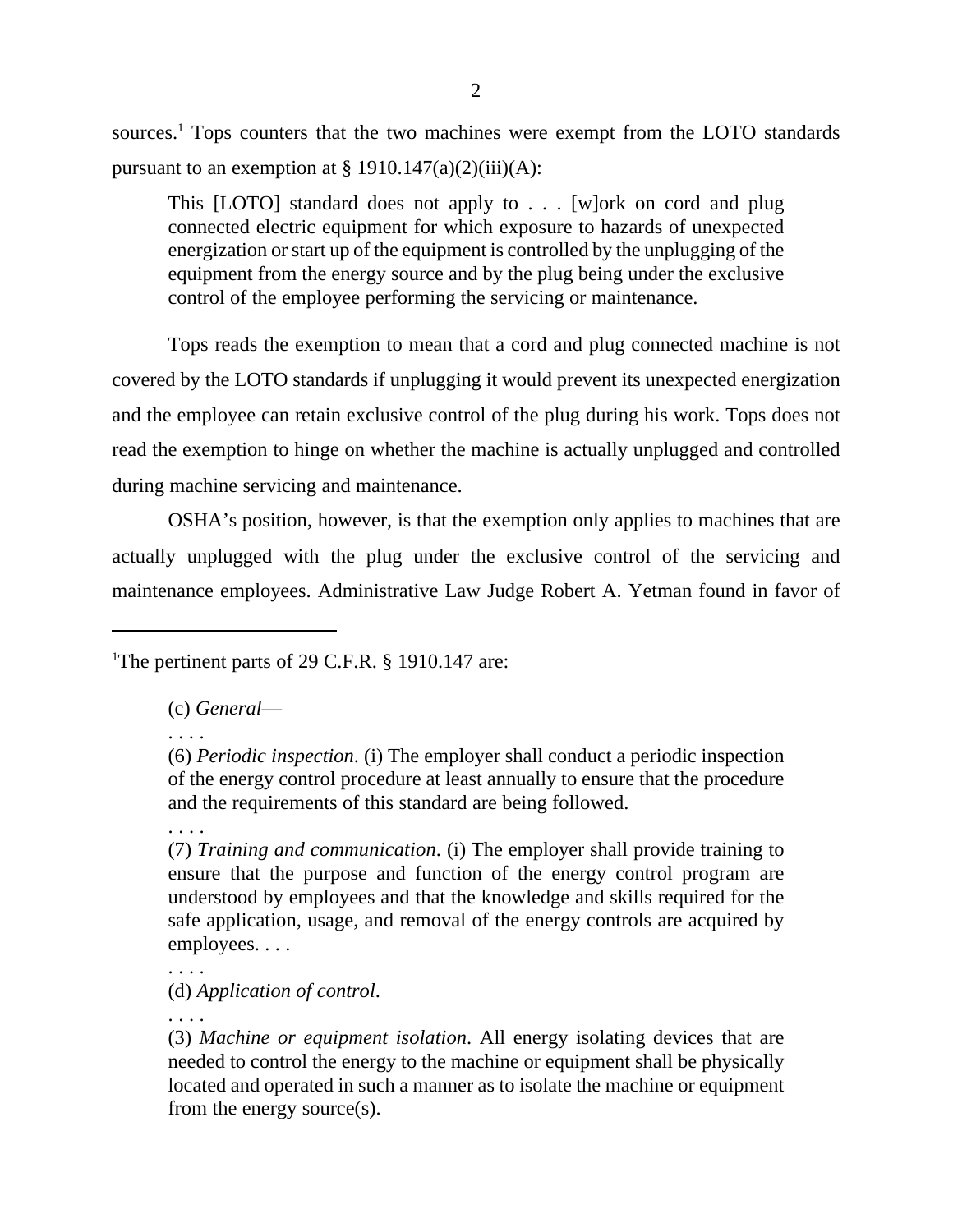sources.[1] Tops counters that the two machines were exempt from the LOTO standards pursuant to an exemption at § 1910.147(a)(2)(iii)(A):

> This [LOTO] standard does not apply to . . . [w]ork on cord and plug connected electric equipment for which exposure to hazards of unexpected energization or start up of the equipment is controlled by the unplugging of the equipment from the energy source and by the plug being under the exclusive control of the employee performing the servicing or maintenance.

Tops reads the exemption to mean that a cord and plug connected machine is not covered by the LOTO standards if unplugging it would prevent its unexpected energization and the employee can retain exclusive control of the plug during his work. Tops does not read the exemption to hinge on whether the machine is actually unplugged and controlled during machine servicing and maintenance.

OSHA's position, however, is that the exemption only applies to machines that are actually unplugged with the plug under the exclusive control of the servicing and maintenance employees. Administrative Law Judge Robert A. Yetman found in favor of

---

[1]The pertinent parts of 29 C.F.R. § 1910.147 are:

> (c) *General*—
>
> . . . .
>
> (6) *Periodic inspection*. (i) The employer shall conduct a periodic inspection of the energy control procedure at least annually to ensure that the procedure and the requirements of this standard are being followed.
>
> . . . .
>
> (7) *Training and communication*. (i) The employer shall provide training to ensure that the purpose and function of the energy control program are understood by employees and that the knowledge and skills required for the safe application, usage, and removal of the energy controls are acquired by employees. . . .
>
> . . . .
>
> (d) *Application of control*.
>
> . . . .
>
> (3) *Machine or equipment isolation*. All energy isolating devices that are needed to control the energy to the machine or equipment shall be physically located and operated in such a manner as to isolate the machine or equipment from the energy source(s).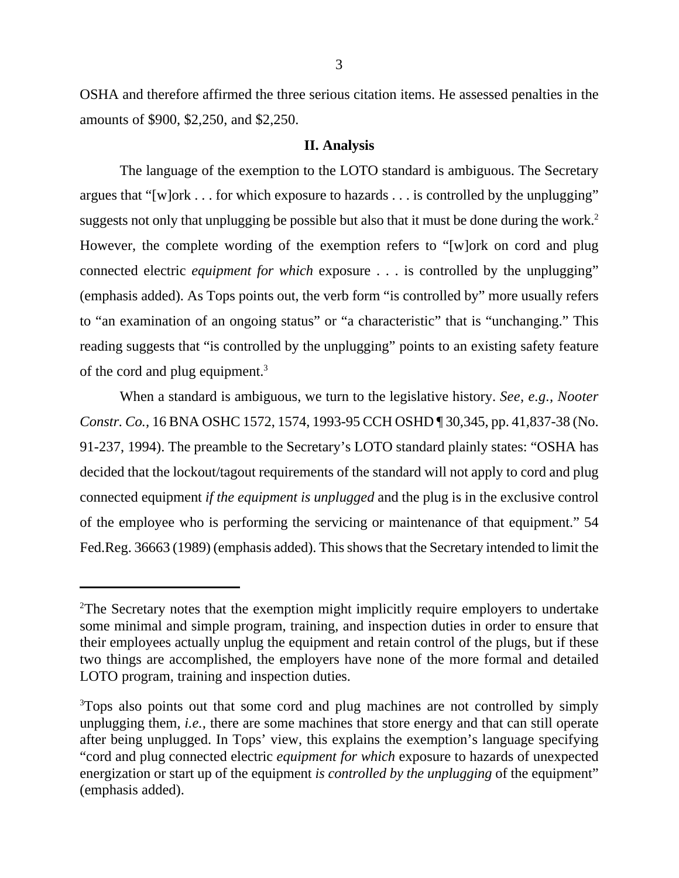OSHA and therefore affirmed the three serious citation items. He assessed penalties in the amounts of $900, $2,250, and $2,250.

## II. Analysis

The language of the exemption to the LOTO standard is ambiguous. The Secretary argues that "[w]ork . . . for which exposure to hazards . . . is controlled by the unplugging" suggests not only that unplugging be possible but also that it must be done during the work.[2] However, the complete wording of the exemption refers to "[w]ork on cord and plug connected electric *equipment for which* exposure . . . is controlled by the unplugging" (emphasis added). As Tops points out, the verb form "is controlled by" more usually refers to "an examination of an ongoing status" or "a characteristic" that is "unchanging." This reading suggests that "is controlled by the unplugging" points to an existing safety feature of the cord and plug equipment.[3]

When a standard is ambiguous, we turn to the legislative history. *See, e.g., Nooter Constr. Co.*, 16 BNA OSHC 1572, 1574, 1993-95 CCH OSHD ¶ 30,345, pp. 41,837-38 (No. 91-237, 1994). The preamble to the Secretary's LOTO standard plainly states: "OSHA has decided that the lockout/tagout requirements of the standard will not apply to cord and plug connected equipment *if the equipment is unplugged* and the plug is in the exclusive control of the employee who is performing the servicing or maintenance of that equipment." 54 Fed.Reg. 36663 (1989) (emphasis added). This shows that the Secretary intended to limit the

---

[2]The Secretary notes that the exemption might implicitly require employers to undertake some minimal and simple program, training, and inspection duties in order to ensure that their employees actually unplug the equipment and retain control of the plugs, but if these two things are accomplished, the employers have none of the more formal and detailed LOTO program, training and inspection duties.

[3]Tops also points out that some cord and plug machines are not controlled by simply unplugging them, *i.e.*, there are some machines that store energy and that can still operate after being unplugged. In Tops' view, this explains the exemption's language specifying "cord and plug connected electric *equipment for which* exposure to hazards of unexpected energization or start up of the equipment *is controlled by the unplugging* of the equipment" (emphasis added).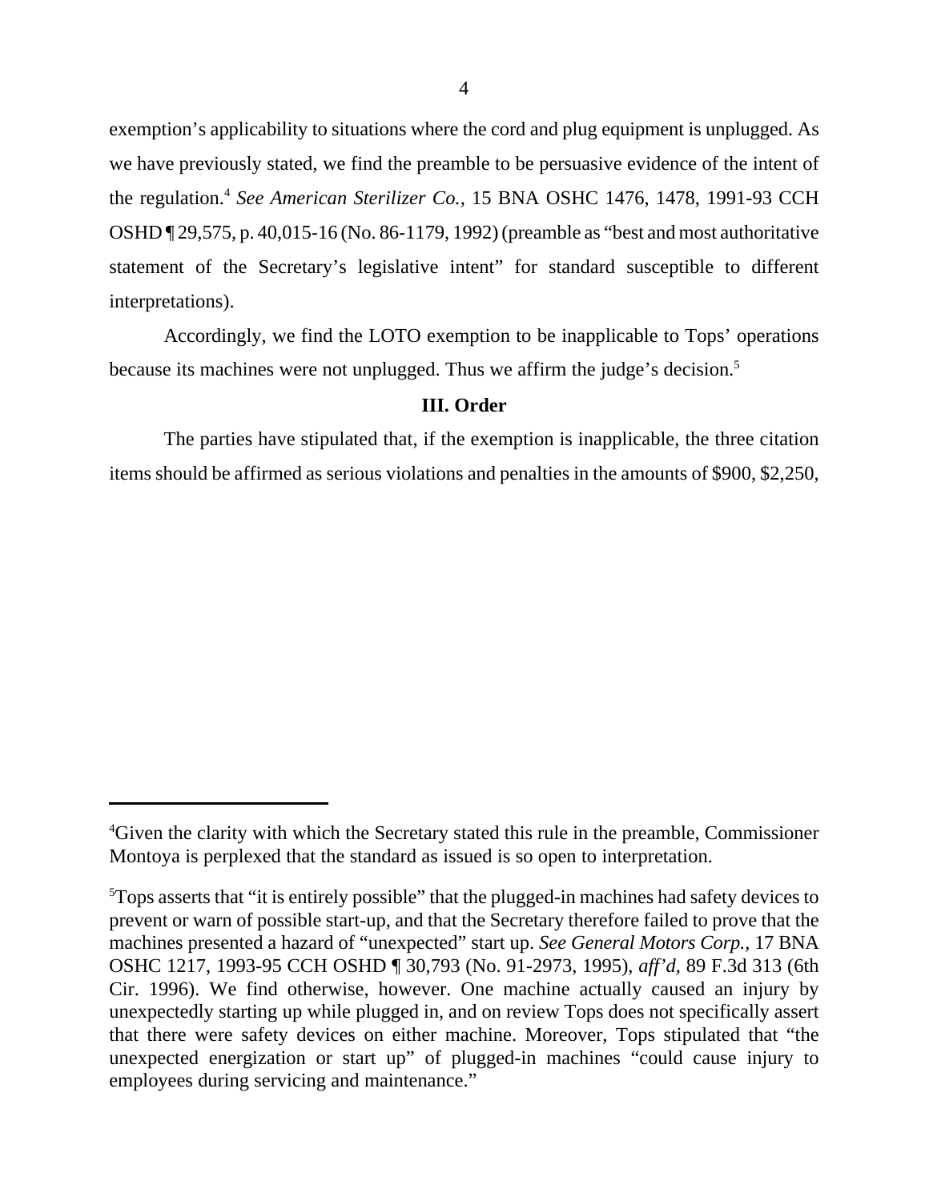exemption's applicability to situations where the cord and plug equipment is unplugged. As we have previously stated, we find the preamble to be persuasive evidence of the intent of the regulation.[4] *See American Sterilizer Co.*, 15 BNA OSHC 1476, 1478, 1991-93 CCH OSHD ¶ 29,575, p. 40,015-16 (No. 86-1179, 1992) (preamble as "best and most authoritative statement of the Secretary's legislative intent" for standard susceptible to different interpretations).

Accordingly, we find the LOTO exemption to be inapplicable to Tops' operations because its machines were not unplugged. Thus we affirm the judge's decision.[5]

### III. Order

The parties have stipulated that, if the exemption is inapplicable, the three citation items should be affirmed as serious violations and penalties in the amounts of $900, $2,250,

---

[4]Given the clarity with which the Secretary stated this rule in the preamble, Commissioner Montoya is perplexed that the standard as issued is so open to interpretation.

[5]Tops asserts that "it is entirely possible" that the plugged-in machines had safety devices to prevent or warn of possible start-up, and that the Secretary therefore failed to prove that the machines presented a hazard of "unexpected" start up. *See General Motors Corp.*, 17 BNA OSHC 1217, 1993-95 CCH OSHD ¶ 30,793 (No. 91-2973, 1995), *aff'd*, 89 F.3d 313 (6th Cir. 1996). We find otherwise, however. One machine actually caused an injury by unexpectedly starting up while plugged in, and on review Tops does not specifically assert that there were safety devices on either machine. Moreover, Tops stipulated that "the unexpected energization or start up" of plugged-in machines "could cause injury to employees during servicing and maintenance."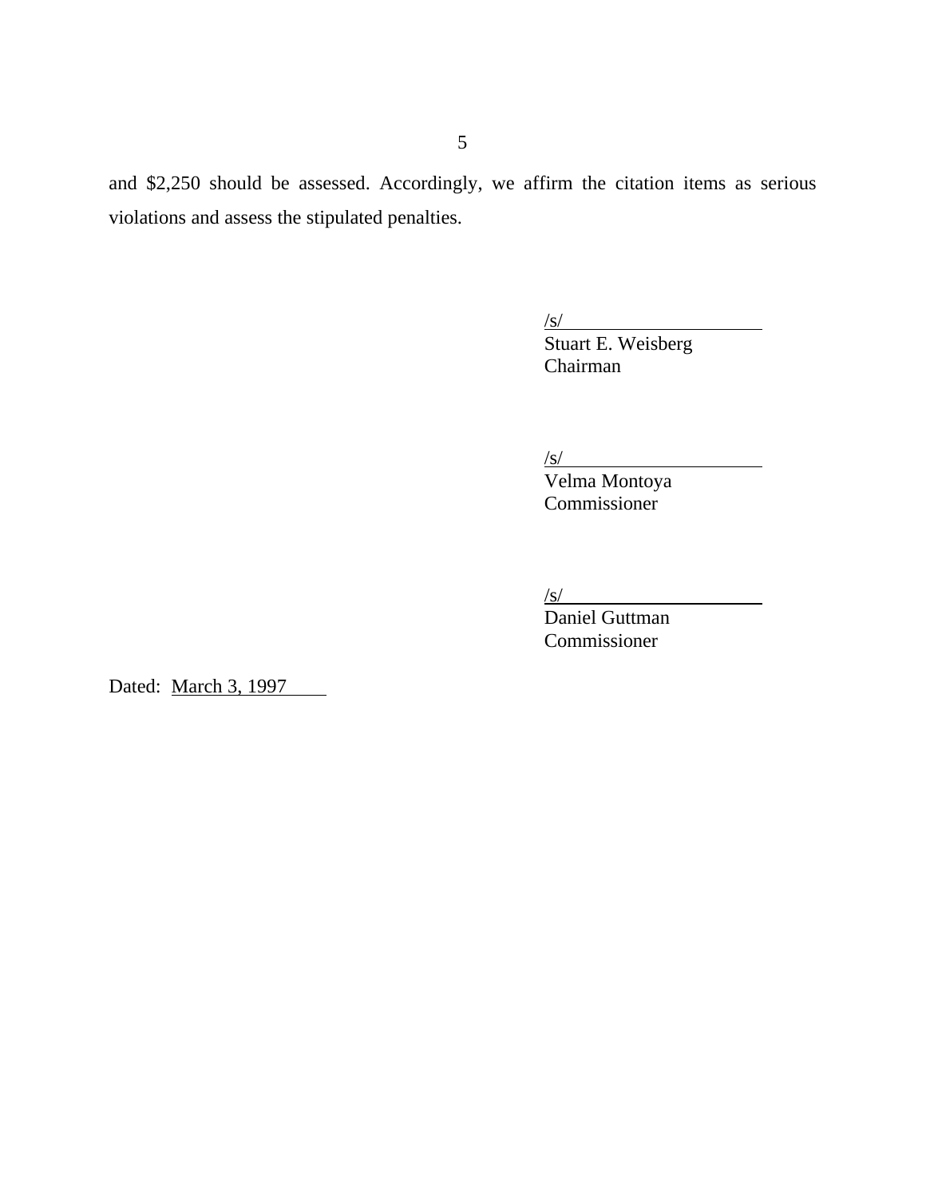and $2,250 should be assessed. Accordingly, we affirm the citation items as serious violations and assess the stipulated penalties.

/s/
Stuart E. Weisberg
Chairman

/s/
Velma Montoya
Commissioner

/s/
Daniel Guttman
Commissioner

Dated: March 3, 1997